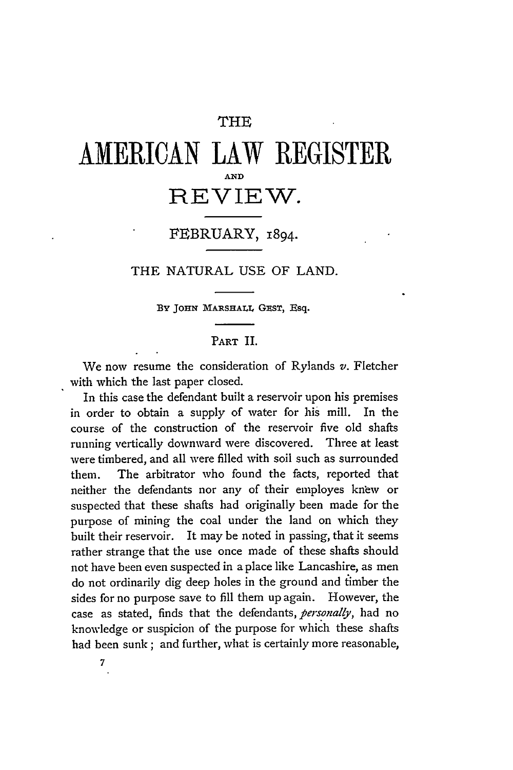# THE AMERICAN LAW REGISTER AND REVIEW.

FEBRUARY, 1894.

## THE NATURAL USE OF LAND.

By JOHN MARSHALL GEST, Esq.

### PART II.

We now resume the consideration of Rylands *v.* Fletcher with which the last paper closed.

In this case the defendant built a reservoir upon his premises in order to obtain a supply of water for his mill. In the course of the construction of the reservoir five old shafts running vertically downward were discovered. Three at least were timbered, and all were filled with soil such as surrounded them. The arbitrator who found the facts, reported that neither the defendants nor any of their employes knew or suspected that these shafts had originally been made for the purpose of mining the coal under the land on which they built their reservoir. It may be noted in passing, that it seems rather strange that the use once made of these shafts should not have been even suspected in a place like Lancashire, as men do not ordinarily dig deep holes in the ground and timber the sides for no purpose save to fill them up again. However, the case as stated, finds that the defendants, *personally*, had no knowledge or suspicion of the purpose for which these shafts had been sunk; and further, what is certainly more reasonable,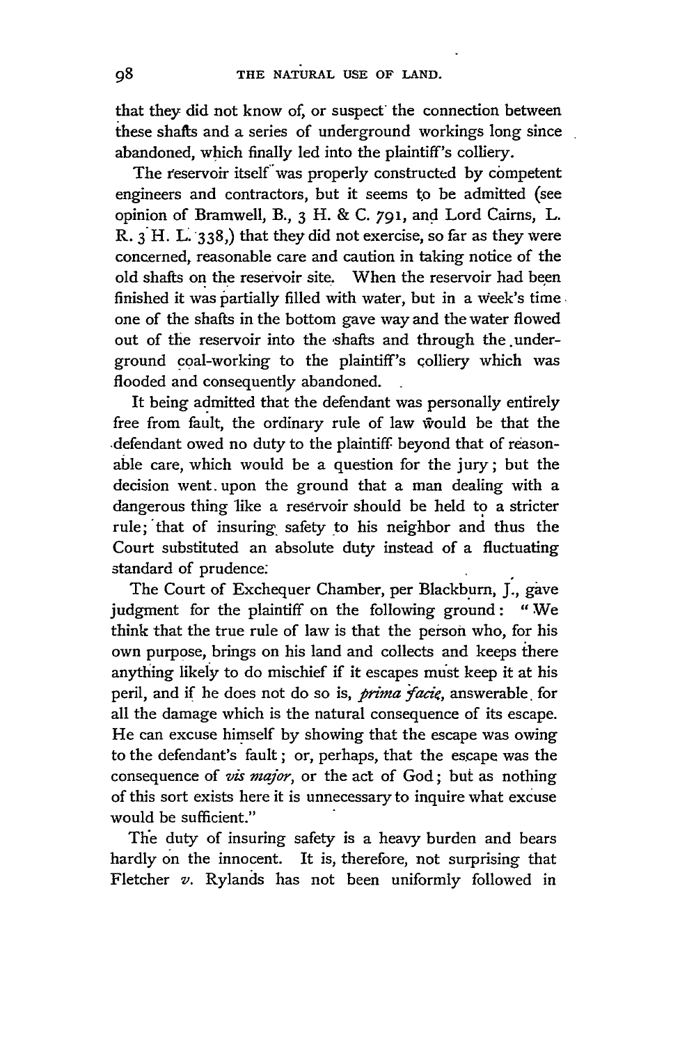that they did not know of, or suspect the connection between these shafts and a series of underground workings long since abandoned, which finally led into the plaintiff's colliery.

The reservoir itself was properly constructed by competent engineers and contractors, but it seems to be admitted (see opinion of Bramwell, B., 3 H. & C. 791, and Lord Cairns, L. R. 3 H. L. 338,) that they did not exercise, so far as they were concerned, reasonable care and caution in taking notice of the old shafts on the reservoir site. When the reservoir had been finished it was partially filled with water, but in a week's time one of the shafts in the bottom gave way and the water flowed out of the reservoir into the shafts and through the underground coal-working to the plaintiff's colliery which was flooded and consequently abandoned.

It being admitted that the defendant was personally entirely free from fault, the ordinary rule of law would be that the defendant owed no duty to the plaintiff beyond that of reasonable care, which would be a question for the jury; but the decision went upon the ground that a man dealing with a dangerous thing like a reservoir should be held to a stricter rule; that of insuring safety to his neighbor and thus the Court substituted an absolute duty instead of a fluctuating standard of prudence.

The Court of Exchequer Chamber, per Blackburn, J., gave judgment for the plaintiff on the following ground: "We think that the true rule of law is that the person who, for his own purpose, brings on his land and collects and keeps there anything likely to do mischief if it escapes must keep it at his peril, and if he does not do so is, *prima facie*, answerable for all the damage which is the natural consequence of its escape. He can excuse himself by showing that the escape was owing to the defendant's fault; or, perhaps, that the escape was the consequence of *vis major*, or the act of God; but as nothing of this sort exists here it is unnecessary to inquire what excuse would be sufficient."

The duty of insuring safety is a heavy burden and bears hardly on the innocent. It is, therefore, not surprising that Fletcher *v.* Rylands has not been uniformly followed in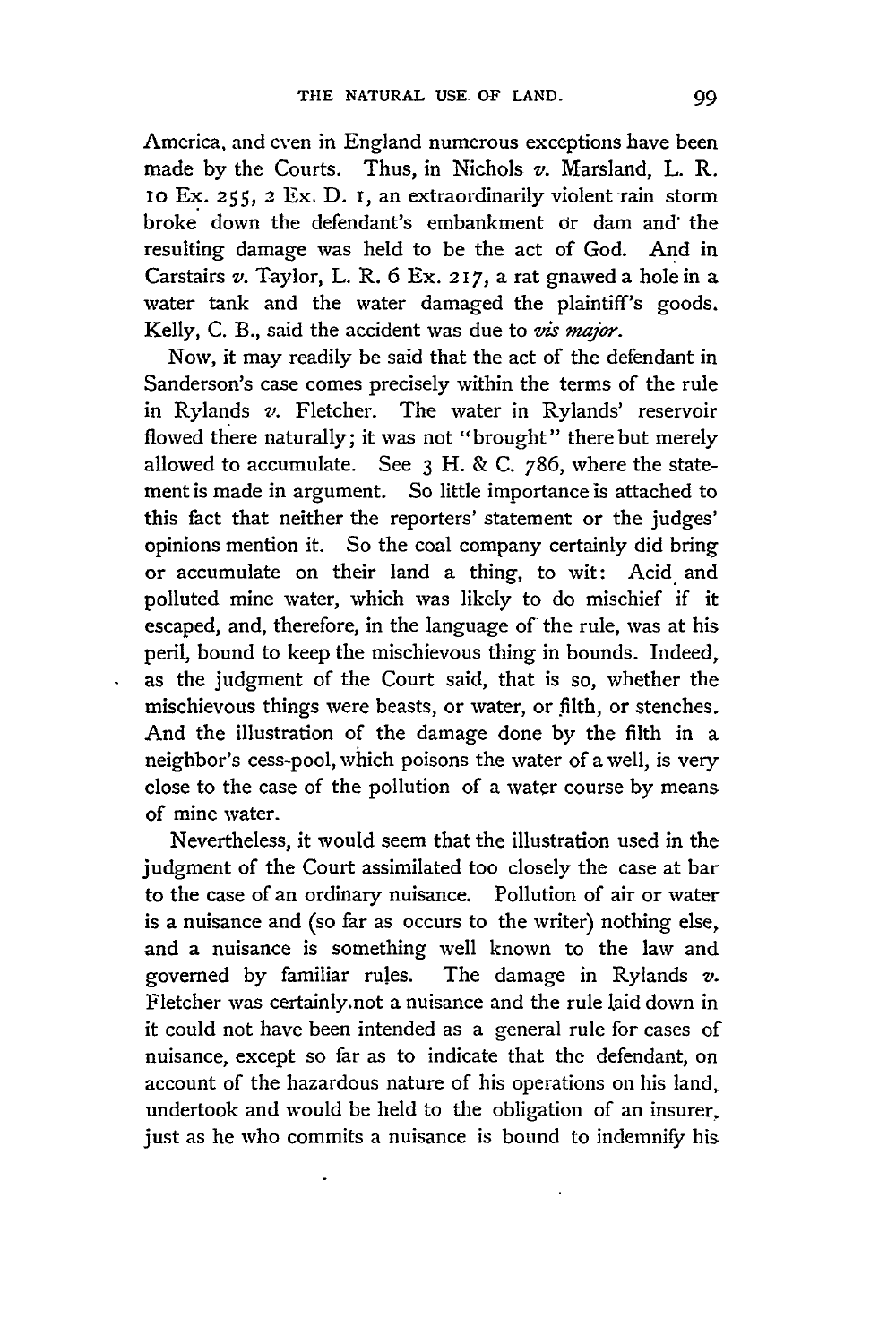America, and even in England numerous exceptions have been made by the Courts. Thus, in Nichols *v.* Marsland, L. R. 10 Ex. 255, 2 Ex. D. 1, an extraordinarily violent rain storm broke down the defendant's embankment or dam and the resulting damage was held to be the act of God. And in Carstairs *v.* Taylor, L. R. 6 Ex. 217, a rat gnawed a hole in a water tank and the water damaged the plaintiff's goods. Kelly, C. B., said the accident was due to *vis major*.

Now, it may readily be said that the act of the defendant in Sanderson's case comes precisely within the terms of the rule in Rylands *v.* Fletcher. The water in Rylands' reservoir flowed there naturally; it was not "brought" there but merely allowed to accumulate. See 3 H. & C. 786, where the statement is made in argument. So little importance is attached to this fact that neither the reporters' statement or the judges' opinions mention it. So the coal company certainly did bring or accumulate on their land a thing, to wit: Acid and polluted mine water, which was likely to do mischief if it escaped, and, therefore, in the language of the rule, was at his peril, bound to keep the mischievous thing in bounds. Indeed, as the judgment of the Court said, that is so, whether the mischievous things were beasts, or water, or filth, or stenches. And the illustration of the damage done by the filth in a neighbor's cess-pool, which poisons the water of a well, is very close to the case of the pollution of a water course by means of mine water.

Nevertheless, it would seem that the illustration used in the judgment of the Court assimilated too closely the case at bar to the case of an ordinary nuisance. Pollution of air or water is a nuisance and (so far as occurs to the writer) nothing else, and a nuisance is something well known to the law and governed by familiar rules. The damage in Rylands *v.* Fletcher was certainly not a nuisance and the rule laid down in it could not have been intended as a general rule for cases of nuisance, except so far as to indicate that the defendant, on account of the hazardous nature of his operations on his land, undertook and would be held to the obligation of an insurer, just as he who commits a nuisance is bound to indemnify his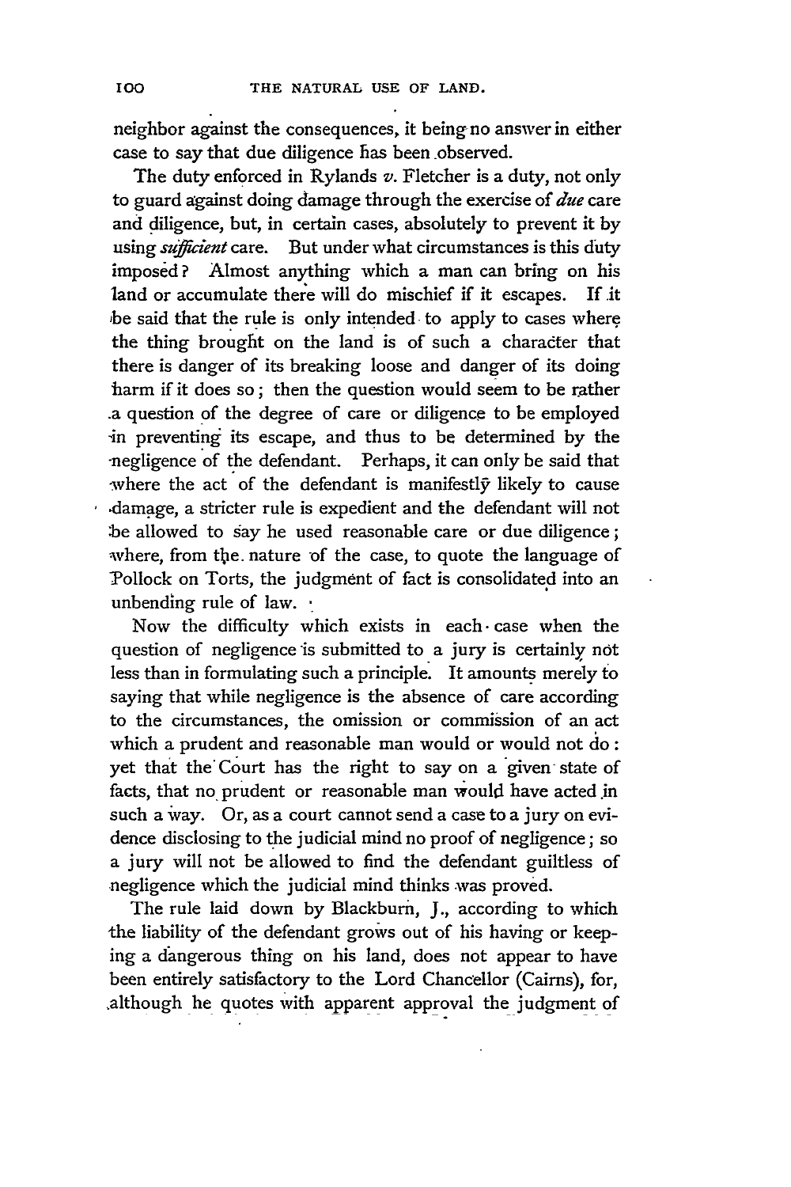neighbor against the consequences, it being no answer in either case to say that due diligence has been observed.

The duty enforced in Rylands *v.* Fletcher is a duty, not only to guard against doing damage through the exercise of *due* care and diligence, but, in certain cases, absolutely to prevent it by using *sufficient* care. But under what circumstances is this duty imposed? Almost anything which a man can bring on his land or accumulate there will do mischief if it escapes. If it be said that the rule is only intended to apply to cases where the thing brought on the land is of such a character that there is danger of its breaking loose and danger of its doing harm if it does so; then the question would seem to be rather a question of the degree of care or diligence to be employed in preventing its escape, and thus to be determined by the negligence of the defendant. Perhaps, it can only be said that where the act of the defendant is manifestly likely to cause damage, a stricter rule is expedient and the defendant will not be allowed to say he used reasonable care or due diligence; where, from the nature of the case, to quote the language of Pollock on Torts, the judgment of fact is consolidated into an unbending rule of law.

Now the difficulty which exists in each case when the question of negligence is submitted to a jury is certainly not less than in formulating such a principle. It amounts merely to saying that while negligence is the absence of care according to the circumstances, the omission or commission of an act which a prudent and reasonable man would or would not do: yet that the Court has the right to say on a given state of facts, that no prudent or reasonable man would have acted in such a way. Or, as a court cannot send a case to a jury on evidence disclosing to the judicial mind no proof of negligence; so a jury will not be allowed to find the defendant guiltless of negligence which the judicial mind thinks was proved.

The rule laid down by Blackburn, J., according to which the liability of the defendant grows out of his having or keeping a dangerous thing on his land, does not appear to have been entirely satisfactory to the Lord Chancellor (Cairns), for, although he quotes with apparent approval the judgment of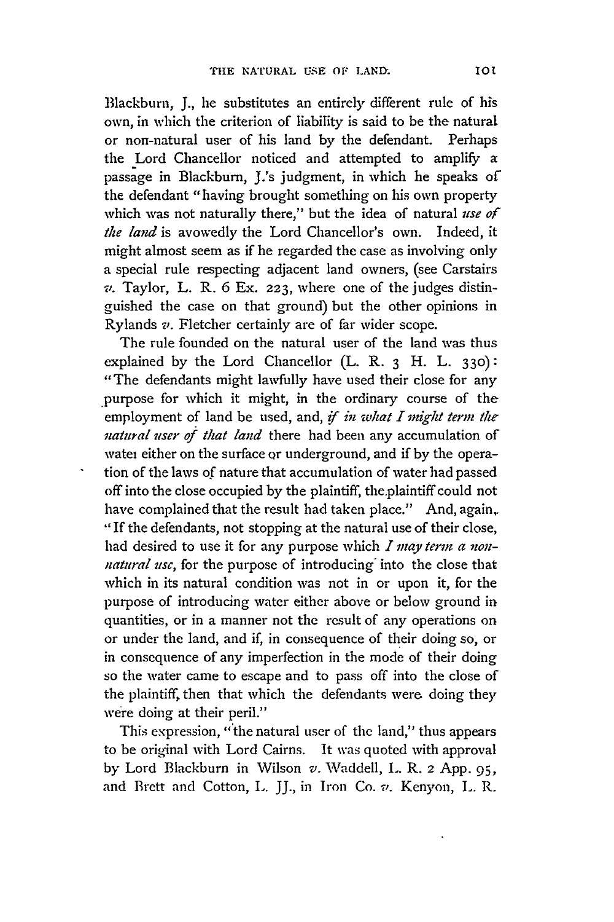Blackburn, J., he substitutes an entirely different rule of his own, in which the criterion of liability is said to be the natural or non-natural user of his land by the defendant. Perhaps the Lord Chancellor noticed and attempted to amplify a passage in Blackburn, J.'s judgment, in which he speaks of the defendant "having brought something on his own property which was not naturally there," but the idea of natural *use of the land* is avowedly the Lord Chancellor's own. Indeed, it might almost seem as if he regarded the case as involving only a special rule respecting adjacent land owners, (see Carstairs *v.* Taylor, L. R. 6 Ex. 223, where one of the judges distinguished the case on that ground) but the other opinions in Rylands *v.* Fletcher certainly are of far wider scope.

The rule founded on the natural user of the land was thus explained by the Lord Chancellor (L. R. 3 H. L. 330): "The defendants might lawfully have used their close for any purpose for which it might, in the ordinary course of the employment of land be used, and, *if in what I might term the natural user of that land* there had been any accumulation of water either on the surface or underground, and if by the operation of the laws of nature that accumulation of water had passed off into the close occupied by the plaintiff, the plaintiff could not have complained that the result had taken place." And, again, "If the defendants, not stopping at the natural use of their close, had desired to use it for any purpose which *I may term a non-natural use*, for the purpose of introducing into the close that which in its natural condition was not in or upon it, for the purpose of introducing water either above or below ground in quantities, or in a manner not the result of any operations on or under the land, and if, in consequence of their doing so, or in consequence of any imperfection in the mode of their doing so the water came to escape and to pass off into the close of the plaintiff, then that which the defendants were doing they were doing at their peril."

This expression, "the natural user of the land," thus appears to be original with Lord Cairns. It was quoted with approval by Lord Blackburn in Wilson *v.* Waddell, L. R. 2 App. 95, and Brett and Cotton, L. JJ., in Iron Co. *v.* Kenyon, L. R.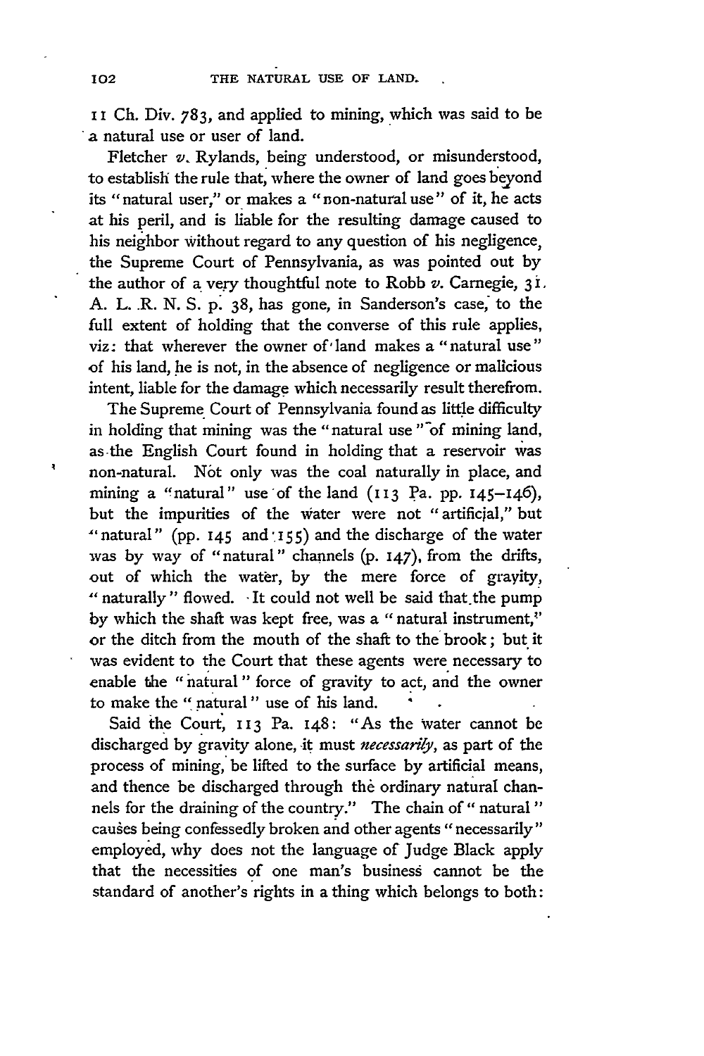11 Ch. Div. 783, and applied to mining, which was said to be a natural use or user of land.

Fletcher *v.* Rylands, being understood, or misunderstood, to establish the rule that, where the owner of land goes beyond its "natural user," or makes a "non-natural use" of it, he acts at his peril, and is liable for the resulting damage caused to his neighbor without regard to any question of his negligence, the Supreme Court of Pennsylvania, as was pointed out by the author of a very thoughtful note to Robb *v.* Carnegie, 31 A. L. R. N. S. p. 38, has gone, in Sanderson's case, to the full extent of holding that the converse of this rule applies, viz: that wherever the owner of land makes a "natural use" of his land, he is not, in the absence of negligence or malicious intent, liable for the damage which necessarily result therefrom.

The Supreme Court of Pennsylvania found as little difficulty in holding that mining was the "natural use" of mining land, as the English Court found in holding that a reservoir was non-natural. Not only was the coal naturally in place, and mining a "natural" use of the land (113 Pa. pp. 145–146), but the impurities of the water were not "artificial," but "natural" (pp. 145 and 155) and the discharge of the water was by way of "natural" channels (p. 147), from the drifts, out of which the water, by the mere force of gravity, "naturally" flowed. It could not well be said that the pump by which the shaft was kept free, was a "natural instrument," or the ditch from the mouth of the shaft to the brook; but it was evident to the Court that these agents were necessary to enable the "natural" force of gravity to act, and the owner to make the "natural" use of his land.

Said the Court, 113 Pa. 148: "As the water cannot be discharged by gravity alone, it must *necessarily*, as part of the process of mining, be lifted to the surface by artificial means, and thence be discharged through the ordinary natural channels for the draining of the country." The chain of "natural" causes being confessedly broken and other agents "necessarily" employed, why does not the language of Judge Black apply that the necessities of one man's business cannot be the standard of another's rights in a thing which belongs to both: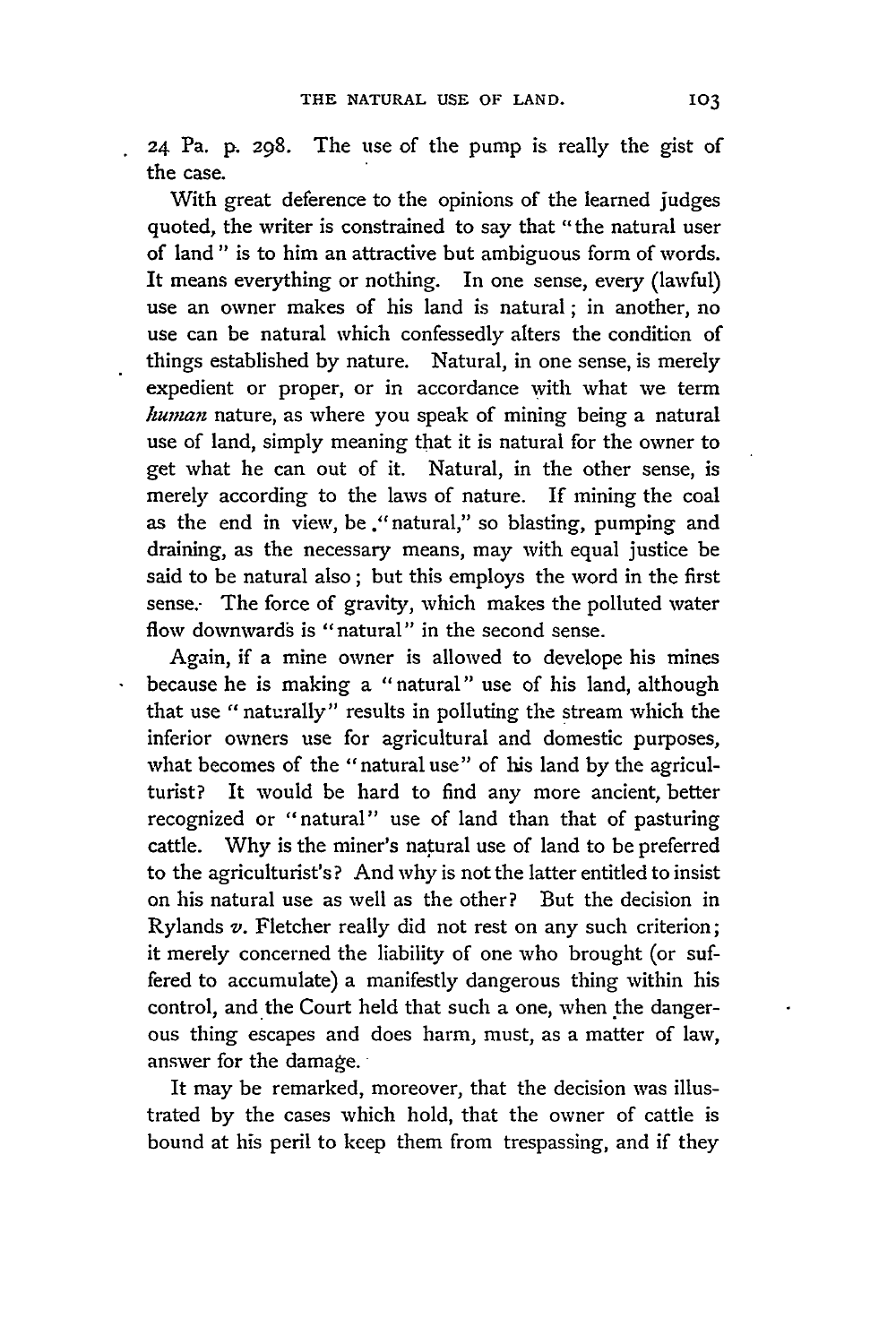24 Pa. p. 298. The use of the pump is really the gist of the case.

With great deference to the opinions of the learned judges quoted, the writer is constrained to say that "the natural user of land" is to him an attractive but ambiguous form of words. It means everything or nothing. In one sense, every (lawful) use an owner makes of his land is natural; in another, no use can be natural which confessedly alters the condition of things established by nature. Natural, in one sense, is merely expedient or proper, or in accordance with what we term *human* nature, as where you speak of mining being a natural use of land, simply meaning that it is natural for the owner to get what he can out of it. Natural, in the other sense, is merely according to the laws of nature. If mining the coal as the end in view, be "natural," so blasting, pumping and draining, as the necessary means, may with equal justice be said to be natural also; but this employs the word in the first sense. The force of gravity, which makes the polluted water flow downwards is "natural" in the second sense.

Again, if a mine owner is allowed to develope his mines because he is making a "natural" use of his land, although that use "naturally" results in polluting the stream which the inferior owners use for agricultural and domestic purposes, what becomes of the "natural use" of his land by the agriculturist? It would be hard to find any more ancient, better recognized or "natural" use of land than that of pasturing cattle. Why is the miner's natural use of land to be preferred to the agriculturist's? And why is not the latter entitled to insist on his natural use as well as the other? But the decision in Rylands *v.* Fletcher really did not rest on any such criterion; it merely concerned the liability of one who brought (or suffered to accumulate) a manifestly dangerous thing within his control, and the Court held that such a one, when the dangerous thing escapes and does harm, must, as a matter of law, answer for the damage.

It may be remarked, moreover, that the decision was illustrated by the cases which hold, that the owner of cattle is bound at his peril to keep them from trespassing, and if they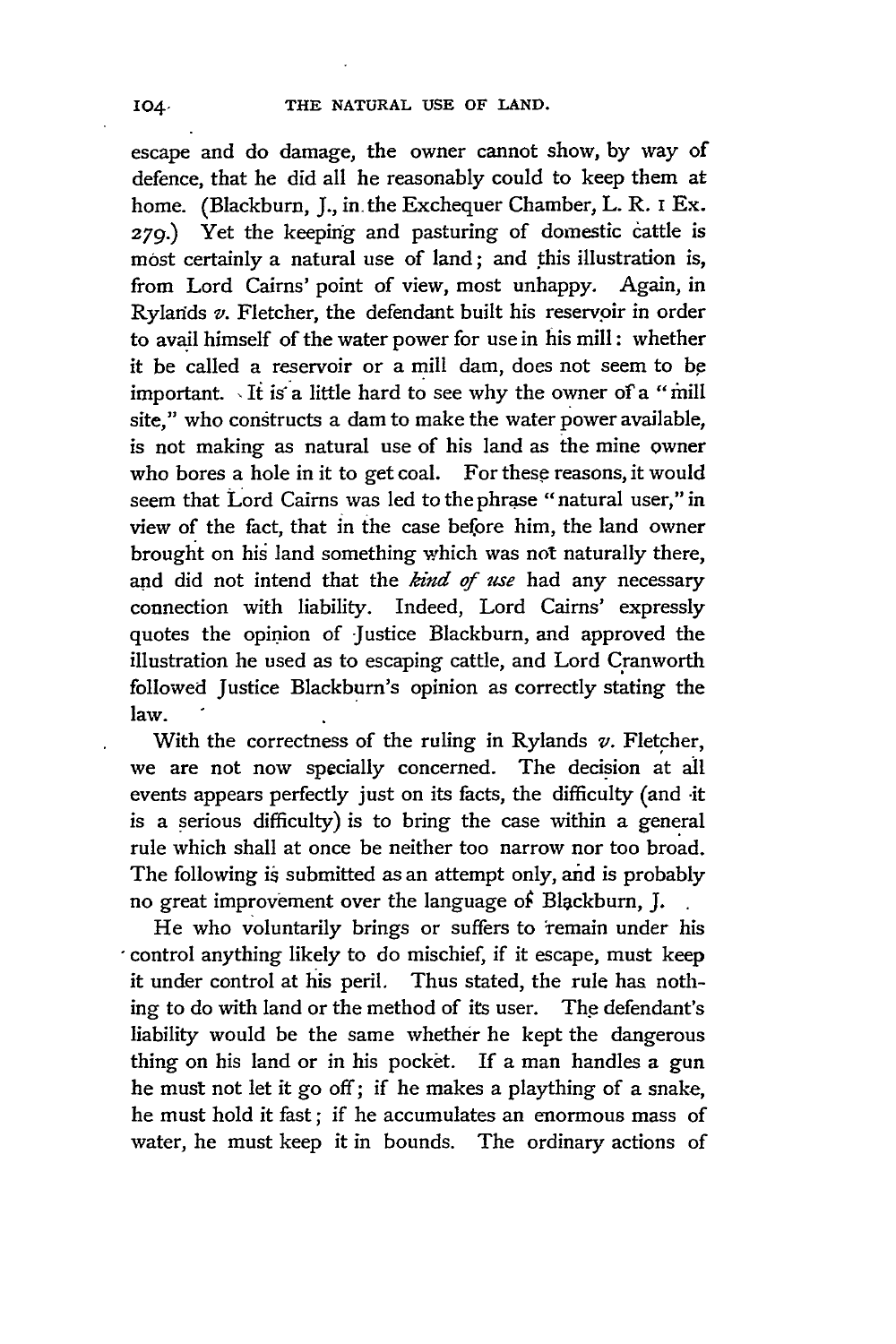escape and do damage, the owner cannot show, by way of defence, that he did all he reasonably could to keep them at home. (Blackburn, J., in the Exchequer Chamber, L. R. 1 Ex. 279.) Yet the keeping and pasturing of domestic cattle is most certainly a natural use of land; and this illustration is, from Lord Cairns' point of view, most unhappy. Again, in Rylands *v.* Fletcher, the defendant built his reservoir in order to avail himself of the water power for use in his mill: whether it be called a reservoir or a mill dam, does not seem to be important. It is a little hard to see why the owner of a "mill site," who constructs a dam to make the water power available, is not making as natural use of his land as the mine owner who bores a hole in it to get coal. For these reasons, it would seem that Lord Cairns was led to the phrase "natural user," in view of the fact, that in the case before him, the land owner brought on his land something which was not naturally there, and did not intend that the *kind of use* had any necessary connection with liability. Indeed, Lord Cairns' expressly quotes the opinion of Justice Blackburn, and approved the illustration he used as to escaping cattle, and Lord Cranworth followed Justice Blackburn's opinion as correctly stating the law.

With the correctness of the ruling in Rylands *v.* Fletcher, we are not now specially concerned. The decision at all events appears perfectly just on its facts, the difficulty (and it is a serious difficulty) is to bring the case within a general rule which shall at once be neither too narrow nor too broad. The following is submitted as an attempt only, and is probably no great improvement over the language of Blackburn, J.

He who voluntarily brings or suffers to remain under his control anything likely to do mischief, if it escape, must keep it under control at his peril. Thus stated, the rule has nothing to do with land or the method of its user. The defendant's liability would be the same whether he kept the dangerous thing on his land or in his pocket. If a man handles a gun he must not let it go off; if he makes a plaything of a snake, he must hold it fast; if he accumulates an enormous mass of water, he must keep it in bounds. The ordinary actions of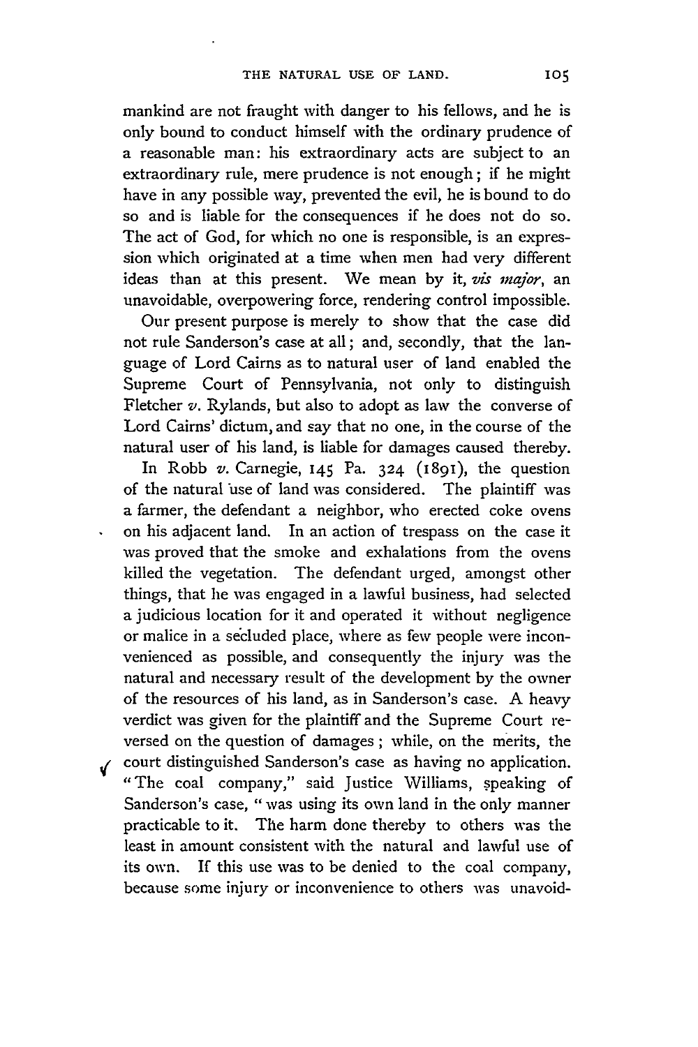mankind are not fraught with danger to his fellows, and he is only bound to conduct himself with the ordinary prudence of a reasonable man: his extraordinary acts are subject to an extraordinary rule, mere prudence is not enough; if he might have in any possible way, prevented the evil, he is bound to do so and is liable for the consequences if he does not do so. The act of God, for which no one is responsible, is an expression which originated at a time when men had very different ideas than at this present. We mean by it, *vis major*, an unavoidable, overpowering force, rendering control impossible.

Our present purpose is merely to show that the case did not rule Sanderson's case at all; and, secondly, that the language of Lord Cairns as to natural user of land enabled the Supreme Court of Pennsylvania, not only to distinguish Fletcher *v.* Rylands, but also to adopt as law the converse of Lord Cairns' dictum, and say that no one, in the course of the natural user of his land, is liable for damages caused thereby.

In Robb *v.* Carnegie, 145 Pa. 324 (1891), the question of the natural use of land was considered. The plaintiff was a farmer, the defendant a neighbor, who erected coke ovens on his adjacent land. In an action of trespass on the case it was proved that the smoke and exhalations from the ovens killed the vegetation. The defendant urged, amongst other things, that he was engaged in a lawful business, had selected a judicious location for it and operated it without negligence or malice in a secluded place, where as few people were inconvenienced as possible, and consequently the injury was the natural and necessary result of the development by the owner of the resources of his land, as in Sanderson's case. A heavy verdict was given for the plaintiff and the Supreme Court reversed on the question of damages; while, on the merits, the court distinguished Sanderson's case as having no application. "The coal company," said Justice Williams, speaking of Sanderson's case, "was using its own land in the only manner practicable to it. The harm done thereby to others was the least in amount consistent with the natural and lawful use of its own. If this use was to be denied to the coal company, because some injury or inconvenience to others was unavoid-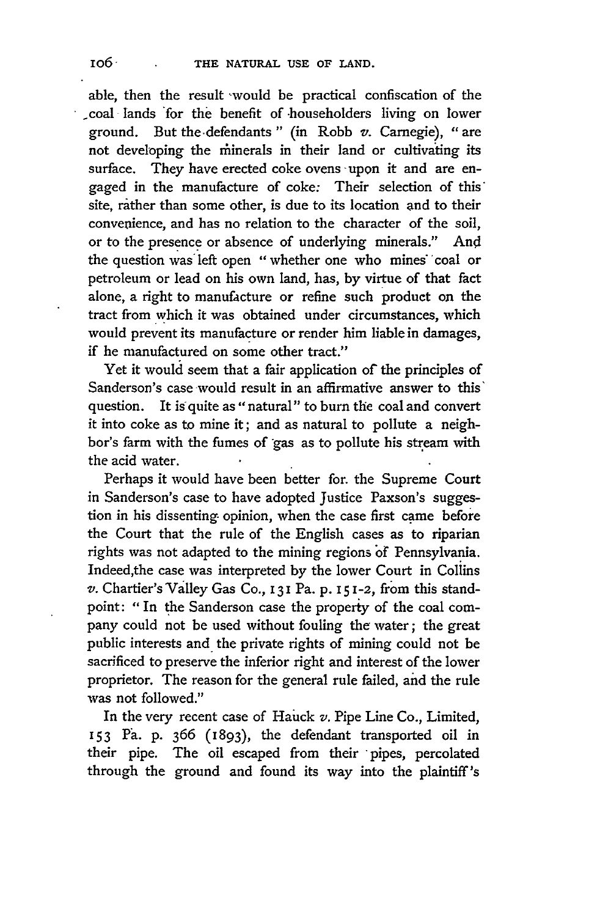able, then the result would be practical confiscation of the coal lands for the benefit of householders living on lower ground. But the defendants" (in Robb *v.* Carnegie), "are not developing the minerals in their land or cultivating its surface. They have erected coke ovens upon it and are engaged in the manufacture of coke: Their selection of this site, rather than some other, is due to its location and to their convenience, and has no relation to the character of the soil, or to the presence or absence of underlying minerals." And the question was left open "whether one who mines coal or petroleum or lead on his own land, has, by virtue of that fact alone, a right to manufacture or refine such product on the tract from which it was obtained under circumstances, which would prevent its manufacture or render him liable in damages, if he manufactured on some other tract."

Yet it would seem that a fair application of the principles of Sanderson's case would result in an affirmative answer to this question. It is quite as "natural" to burn the coal and convert it into coke as to mine it; and as natural to pollute a neighbor's farm with the fumes of gas as to pollute his stream with the acid water.

Perhaps it would have been better for the Supreme Court in Sanderson's case to have adopted Justice Paxson's suggestion in his dissenting opinion, when the case first came before the Court that the rule of the English cases as to riparian rights was not adapted to the mining regions of Pennsylvania. Indeed, the case was interpreted by the lower Court in Collins *v.* Chartier's Valley Gas Co., 131 Pa. p. 151-2, from this standpoint: "In the Sanderson case the property of the coal company could not be used without fouling the water; the great public interests and the private rights of mining could not be sacrificed to preserve the inferior right and interest of the lower proprietor. The reason for the general rule failed, and the rule was not followed."

In the very recent case of Hauck *v.* Pipe Line Co., Limited, 153 Pa. p. 366 (1893), the defendant transported oil in their pipe. The oil escaped from their pipes, percolated through the ground and found its way into the plaintiff's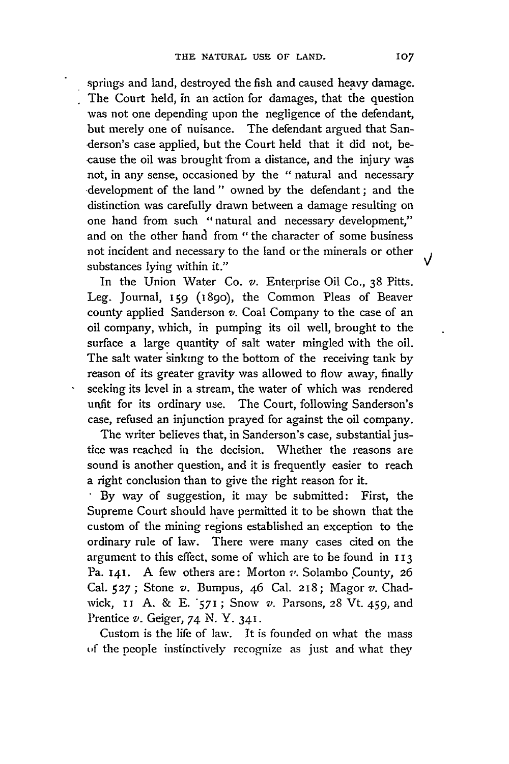springs and land, destroyed the fish and caused heavy damage. The Court held, in an action for damages, that the question was not one depending upon the negligence of the defendant, but merely one of nuisance. The defendant argued that Sanderson's case applied, but the Court held that it did not, because the oil was brought from a distance, and the injury was not, in any sense, occasioned by the "natural and necessary development of the land" owned by the defendant; and the distinction was carefully drawn between a damage resulting on one hand from such "natural and necessary development," and on the other hand from "the character of some business not incident and necessary to the land or the minerals or other substances lying within it."

In the Union Water Co. *v.* Enterprise Oil Co., 38 Pitts. Leg. Journal, 159 (1890), the Common Pleas of Beaver county applied Sanderson *v.* Coal Company to the case of an oil company, which, in pumping its oil well, brought to the surface a large quantity of salt water mingled with the oil. The salt water sinking to the bottom of the receiving tank by reason of its greater gravity was allowed to flow away, finally seeking its level in a stream, the water of which was rendered unfit for its ordinary use. The Court, following Sanderson's case, refused an injunction prayed for against the oil company.

The writer believes that, in Sanderson's case, substantial justice was reached in the decision. Whether the reasons are sound is another question, and it is frequently easier to reach a right conclusion than to give the right reason for it.

By way of suggestion, it may be submitted: First, the Supreme Court should have permitted it to be shown that the custom of the mining regions established an exception to the ordinary rule of law. There were many cases cited on the argument to this effect, some of which are to be found in 113 Pa. 141. A few others are: Morton *v.* Solambo County, 26 Cal. 527; Stone *v.* Bumpus, 46 Cal. 218; Magor *v.* Chadwick, 11 A. & E. 571; Snow *v.* Parsons, 28 Vt. 459, and Prentice *v.* Geiger, 74 N. Y. 341.

Custom is the life of law. It is founded on what the mass of the people instinctively recognize as just and what they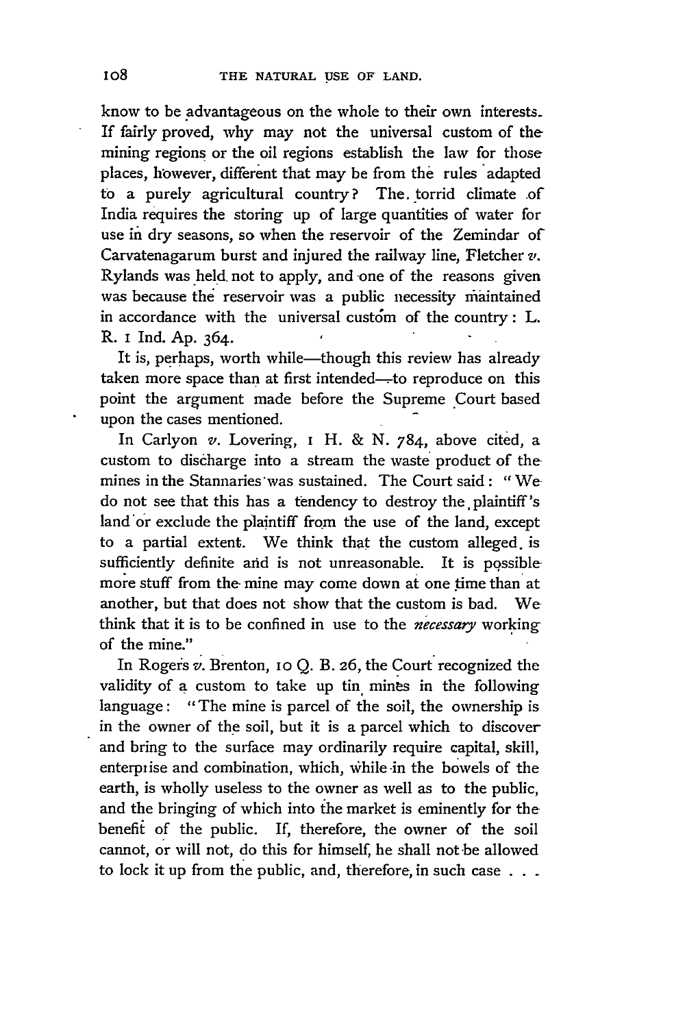know to be advantageous on the whole to their own interests. If fairly proved, why may not the universal custom of the mining regions or the oil regions establish the law for those places, however, different that may be from the rules adapted to a purely agricultural country? The torrid climate of India requires the storing up of large quantities of water for use in dry seasons, so when the reservoir of the Zemindar of Carvatenagarum burst and injured the railway line, Fletcher *v.* Rylands was held not to apply, and one of the reasons given was because the reservoir was a public necessity maintained in accordance with the universal custom of the country: L. R. 1 Ind. Ap. 364.

It is, perhaps, worth while—though this review has already taken more space than at first intended—to reproduce on this point the argument made before the Supreme Court based upon the cases mentioned.

In Carlyon *v.* Lovering, 1 H. & N. 784, above cited, a custom to discharge into a stream the waste product of the mines in the Stannaries was sustained. The Court said: "We do not see that this has a tendency to destroy the plaintiff's land or exclude the plaintiff from the use of the land, except to a partial extent. We think that the custom alleged is sufficiently definite and is not unreasonable. It is possible more stuff from the mine may come down at one time than at another, but that does not show that the custom is bad. We think that it is to be confined in use to the *necessary* working of the mine."

In Rogers *v.* Brenton, 10 Q. B. 26, the Court recognized the validity of a custom to take up tin mines in the following language: "The mine is parcel of the soil, the ownership is in the owner of the soil, but it is a parcel which to discover and bring to the surface may ordinarily require capital, skill, enterprise and combination, which, while in the bowels of the earth, is wholly useless to the owner as well as to the public, and the bringing of which into the market is eminently for the benefit of the public. If, therefore, the owner of the soil cannot, or will not, do this for himself, he shall not be allowed to lock it up from the public, and, therefore, in such case . . .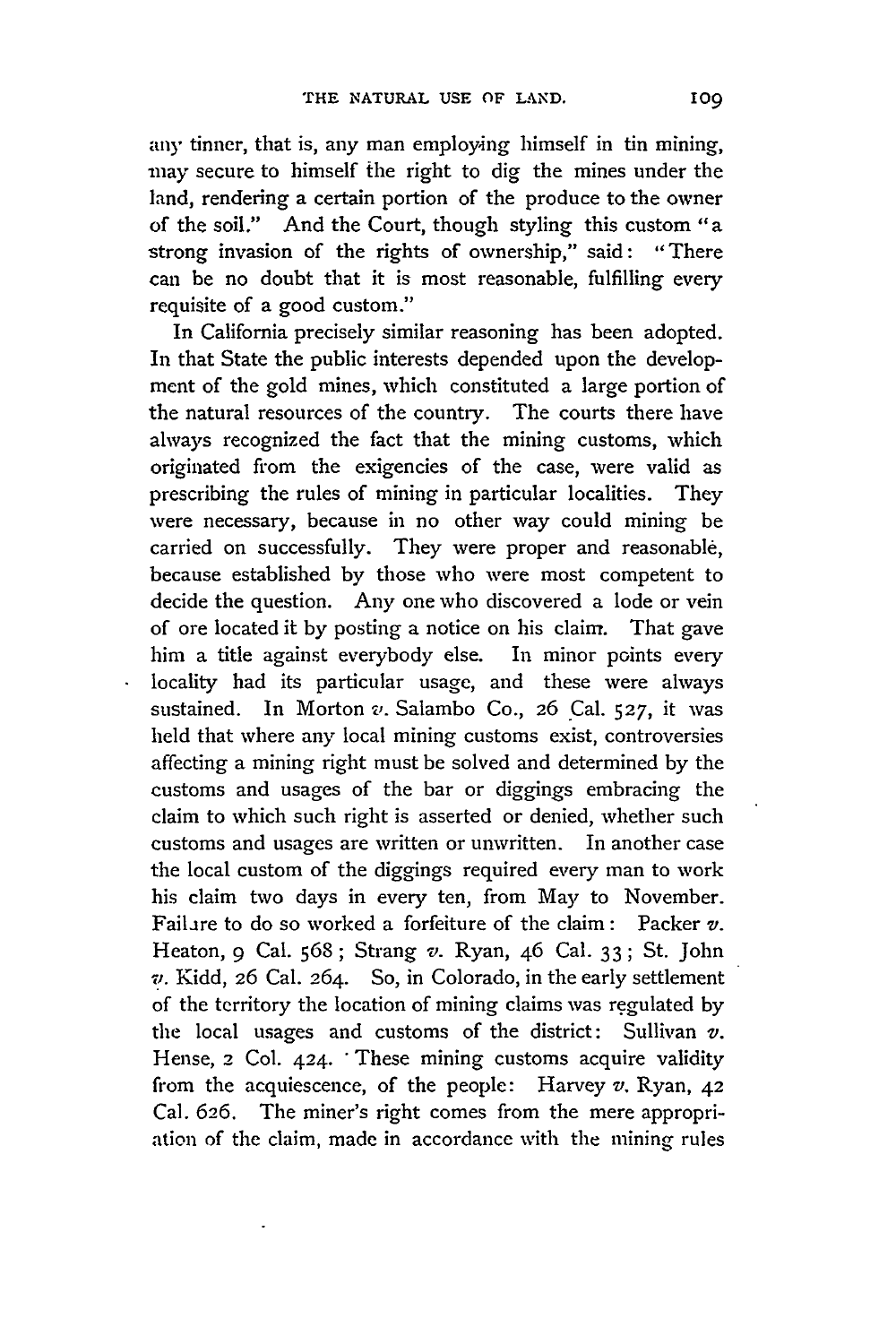any tinner, that is, any man employing himself in tin mining, may secure to himself the right to dig the mines under the land, rendering a certain portion of the produce to the owner of the soil." And the Court, though styling this custom "a strong invasion of the rights of ownership," said: "There can be no doubt that it is most reasonable, fulfilling every requisite of a good custom."

In California precisely similar reasoning has been adopted. In that State the public interests depended upon the development of the gold mines, which constituted a large portion of the natural resources of the country. The courts there have always recognized the fact that the mining customs, which originated from the exigencies of the case, were valid as prescribing the rules of mining in particular localities. They were necessary, because in no other way could mining be carried on successfully. They were proper and reasonable, because established by those who were most competent to decide the question. Any one who discovered a lode or vein of ore located it by posting a notice on his claim. That gave him a title against everybody else. In minor points every locality had its particular usage, and these were always sustained. In Morton *v.* Salambo Co., 26 Cal. 527, it was held that where any local mining customs exist, controversies affecting a mining right must be solved and determined by the customs and usages of the bar or diggings embracing the claim to which such right is asserted or denied, whether such customs and usages are written or unwritten. In another case the local custom of the diggings required every man to work his claim two days in every ten, from May to November. Failure to do so worked a forfeiture of the claim: Packer *v.* Heaton, 9 Cal. 568; Strang *v.* Ryan, 46 Cal. 33; St. John *v.* Kidd, 26 Cal. 264. So, in Colorado, in the early settlement of the territory the location of mining claims was regulated by the local usages and customs of the district: Sullivan *v.* Hense, 2 Col. 424. These mining customs acquire validity from the acquiescence, of the people: Harvey *v.* Ryan, 42 Cal. 626. The miner's right comes from the mere appropriation of the claim, made in accordance with the mining rules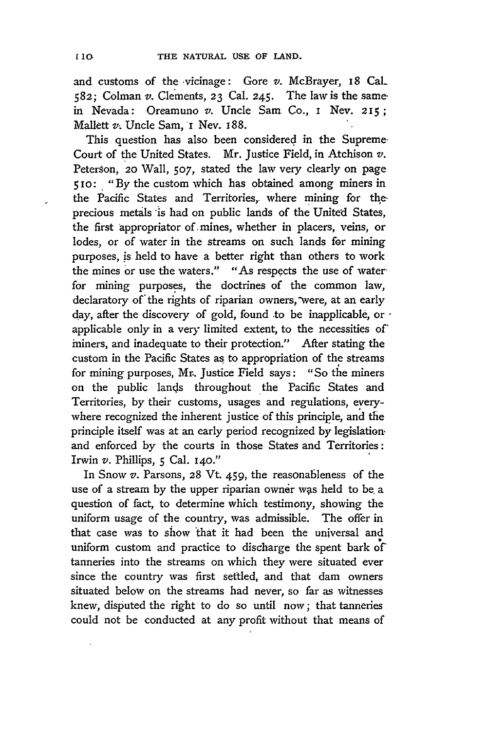and customs of the vicinage: Gore *v.* McBrayer, 18 Cal. 582; Colman *v.* Clements, 23 Cal. 245. The law is the same in Nevada: Oreamuno *v.* Uncle Sam Co., 1 Nev. 215; Mallett *v.* Uncle Sam, 1 Nev. 188.

This question has also been considered in the Supreme Court of the United States. Mr. Justice Field, in Atchison *v.* Peterson, 20 Wall, 507, stated the law very clearly on page 510: "By the custom which has obtained among miners in the Pacific States and Territories, where mining for the precious metals is had on public lands of the United States, the first appropriator of mines, whether in placers, veins, or lodes, or of water in the streams on such lands for mining purposes, is held to have a better right than others to work the mines or use the waters." "As respects the use of water for mining purposes, the doctrines of the common law, declaratory of the rights of riparian owners, were, at an early day, after the discovery of gold, found to be inapplicable, or applicable only in a very limited extent, to the necessities of miners, and inadequate to their protection." After stating the custom in the Pacific States as to appropriation of the streams for mining purposes, Mr. Justice Field says: "So the miners on the public lands throughout the Pacific States and Territories, by their customs, usages and regulations, everywhere recognized the inherent justice of this principle, and the principle itself was at an early period recognized by legislation and enforced by the courts in those States and Territories: Irwin *v.* Phillips, 5 Cal. 140."

In Snow *v.* Parsons, 28 Vt. 459, the reasonableness of the use of a stream by the upper riparian owner was held to be a question of fact, to determine which testimony, showing the uniform usage of the country, was admissible. The offer in that case was to show that it had been the universal and uniform custom and practice to discharge the spent bark of tanneries into the streams on which they were situated ever since the country was first settled, and that dam owners situated below on the streams had never, so far as witnesses knew, disputed the right to do so until now; that tanneries could not be conducted at any profit without that means of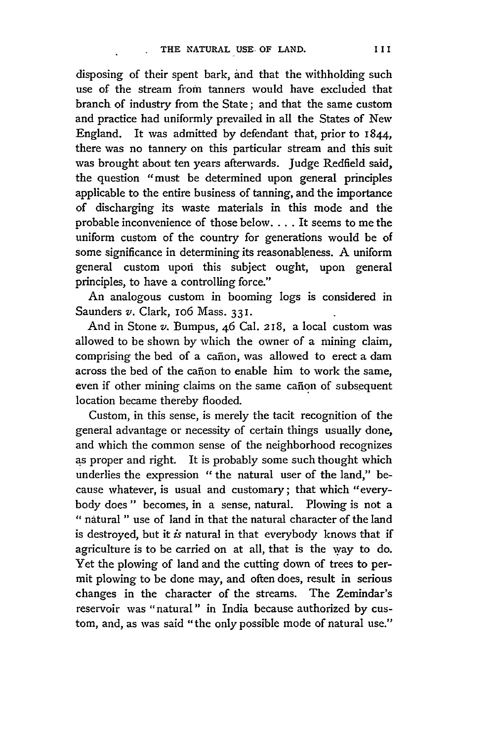disposing of their spent bark, and that the withholding such use of the stream from tanners would have excluded that branch of industry from the State; and that the same custom and practice had uniformly prevailed in all the States of New England. It was admitted by defendant that, prior to 1844, there was no tannery on this particular stream and this suit was brought about ten years afterwards. Judge Redfield said, the question "must be determined upon general principles applicable to the entire business of tanning, and the importance of discharging its waste materials in this mode and the probable inconvenience of those below. . . . It seems to me the uniform custom of the country for generations would be of some significance in determining its reasonableness. A uniform general custom upon this subject ought, upon general principles, to have a controlling force."

An analogous custom in booming logs is considered in Saunders *v.* Clark, 106 Mass. 331.

And in Stone *v.* Bumpus, 46 Cal. 218, a local custom was allowed to be shown by which the owner of a mining claim, comprising the bed of a cañon, was allowed to erect a dam across the bed of the cañon to enable him to work the same, even if other mining claims on the same cañon of subsequent location became thereby flooded.

Custom, in this sense, is merely the tacit recognition of the general advantage or necessity of certain things usually done, and which the common sense of the neighborhood recognizes as proper and right. It is probably some such thought which underlies the expression "the natural user of the land," because whatever, is usual and customary; that which "everybody does" becomes, in a sense, natural. Plowing is not a "natural" use of land in that the natural character of the land is destroyed, but it *is* natural in that everybody knows that if agriculture is to be carried on at all, that is the way to do. Yet the plowing of land and the cutting down of trees to permit plowing to be done may, and often does, result in serious changes in the character of the streams. The Zemindar's reservoir was "natural" in India because authorized by custom, and, as was said "the only possible mode of natural use."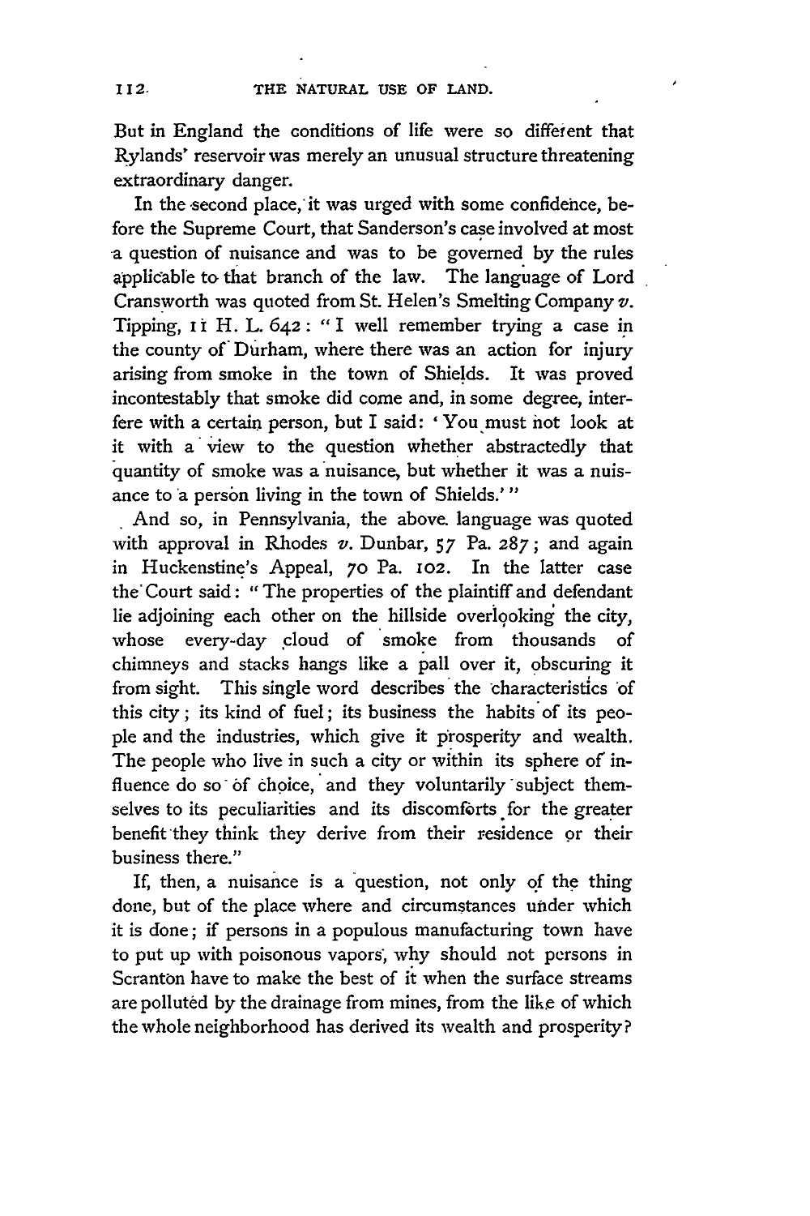But in England the conditions of life were so different that Rylands' reservoir was merely an unusual structure threatening extraordinary danger.

In the second place, it was urged with some confidence, before the Supreme Court, that Sanderson's case involved at most a question of nuisance and was to be governed by the rules applicable to that branch of the law. The language of Lord Cransworth was quoted from St. Helen's Smelting Company *v.* Tipping, 11 H. L. 642: "I well remember trying a case in the county of Durham, where there was an action for injury arising from smoke in the town of Shields. It was proved incontestably that smoke did come and, in some degree, interfere with a certain person, but I said: 'You must not look at it with a view to the question whether abstractedly that quantity of smoke was a nuisance, but whether it was a nuisance to a person living in the town of Shields.'"

And so, in Pennsylvania, the above language was quoted with approval in Rhodes *v.* Dunbar, 57 Pa. 287; and again in Huckenstine's Appeal, 70 Pa. 102. In the latter case the Court said: "The properties of the plaintiff and defendant lie adjoining each other on the hillside overlooking the city, whose every-day cloud of smoke from thousands of chimneys and stacks hangs like a pall over it, obscuring it from sight. This single word describes the characteristics of this city; its kind of fuel; its business the habits of its people and the industries, which give it prosperity and wealth. The people who live in such a city or within its sphere of influence do so of choice, and they voluntarily subject themselves to its peculiarities and its discomforts for the greater benefit they think they derive from their residence or their business there."

If, then, a nuisance is a question, not only of the thing done, but of the place where and circumstances under which it is done; if persons in a populous manufacturing town have to put up with poisonous vapors, why should not persons in Scranton have to make the best of it when the surface streams are polluted by the drainage from mines, from the like of which the whole neighborhood has derived its wealth and prosperity?